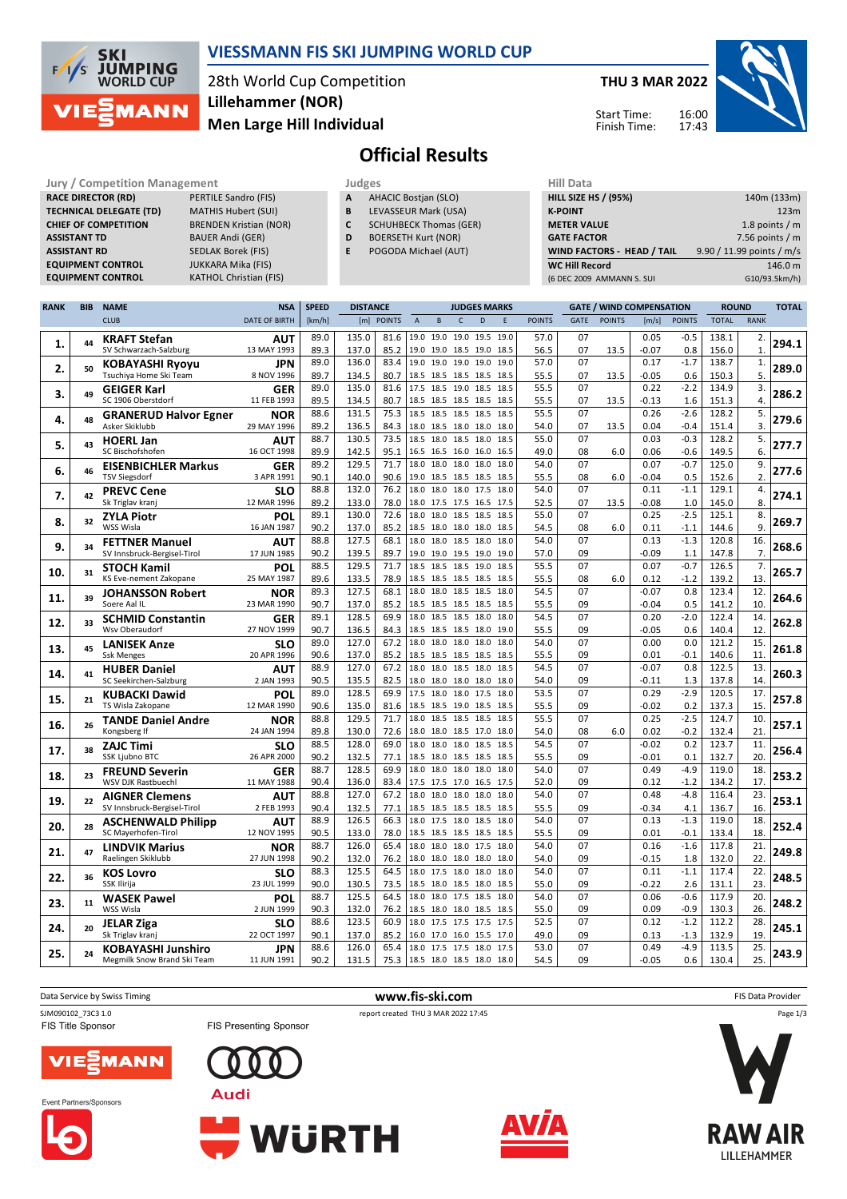# VIESSMANN FIS SKI JUMPING WORLD CUP

28th World Cup Competition
**Lillehammer (NOR)**
**Men Large Hill Individual**

**THU 3 MAR 2022**

Start Time: 16:00
Finish Time: 17:43

## Official Results

| Jury / Competition Management | |
|---|---|
| RACE DIRECTOR (RD) | PERTILE Sandro (FIS) |
| TECHNICAL DELEGATE (TD) | MATHIS Hubert (SUI) |
| CHIEF OF COMPETITION | BRENDEN Kristian (NOR) |
| ASSISTANT TD | BAUER Andi (GER) |
| ASSISTANT RD | SEDLAK Borek (FIS) |
| EQUIPMENT CONTROL | JUKKARA Mika (FIS) |
| EQUIPMENT CONTROL | KATHOL Christian (FIS) |

| Judges | |
|---|---|
| A | AHACIC Bostjan (SLO) |
| B | LEVASSEUR Mark (USA) |
| C | SCHUHBECK Thomas (GER) |
| D | BOERSETH Kurt (NOR) |
| E | POGODA Michael (AUT) |

| Hill Data | |
|---|---|
| HILL SIZE HS / (95%) | 140m (133m) |
| K-POINT | 123m |
| METER VALUE | 1.8 points / m |
| GATE FACTOR | 7.56 points / m |
| WIND FACTORS - HEAD / TAIL | 9.90 / 11.99 points / m/s |
| WC Hill Record | 146.0 m |
| (6 DEC 2009 AMMANN S. SUI | G10/93.5km/h) |

| RANK | BIB | NAME / CLUB | NSA / DATE OF BIRTH | SPEED [km/h] | DISTANCE [m] | DISTANCE POINTS | A | B | C | D | E | JUDGES POINTS | GATE | GATE POINTS | WIND [m/s] | WIND POINTS | ROUND TOTAL | ROUND RANK | TOTAL |
|---|---|---|---|---|---|---|---|---|---|---|---|---|---|---|---|---|---|---|---|
| 1. | 44 | **KRAFT Stefan** | **AUT** | 89.0 | 135.0 | 81.6 | 19.0 | 19.0 | 19.0 | 19.5 | 19.0 | 57.0 | 07 | | 0.05 | -0.5 | 138.1 | 2. | **294.1** |
| | | SV Schwarzach-Salzburg | 13 MAY 1993 | 89.3 | 137.0 | 85.2 | 19.0 | 19.0 | 18.5 | 19.0 | 18.5 | 56.5 | 07 | 13.5 | -0.07 | 0.8 | 156.0 | 1. | |
| 2. | 50 | **KOBAYASHI Ryoyu** | **JPN** | 89.0 | 136.0 | 83.4 | 19.0 | 19.0 | 19.0 | 19.0 | 19.0 | 57.0 | 07 | | 0.17 | -1.7 | 138.7 | 1. | **289.0** |
| | | Tsuchiya Home Ski Team | 8 NOV 1996 | 89.7 | 134.5 | 80.7 | 18.5 | 18.5 | 18.5 | 18.5 | 18.5 | 55.5 | 07 | 13.5 | -0.05 | 0.6 | 150.3 | 5. | |
| 3. | 49 | **GEIGER Karl** | **GER** | 89.0 | 135.0 | 81.6 | 17.5 | 18.5 | 19.0 | 18.5 | 18.5 | 55.5 | 07 | | 0.22 | -2.2 | 134.9 | 3. | **286.2** |
| | | SC 1906 Oberstdorf | 11 FEB 1993 | 89.5 | 134.5 | 80.7 | 18.5 | 18.5 | 18.5 | 18.5 | 18.5 | 55.5 | 07 | 13.5 | -0.13 | 1.6 | 151.3 | 4. | |
| 4. | 48 | **GRANERUD Halvor Egner** | **NOR** | 88.6 | 131.5 | 75.3 | 18.5 | 18.5 | 18.5 | 18.5 | 18.5 | 55.5 | 07 | | 0.26 | -2.6 | 128.2 | 5. | **279.6** |
| | | Asker Skiklubb | 29 MAY 1996 | 89.2 | 136.5 | 84.3 | 18.0 | 18.5 | 18.0 | 18.0 | 18.0 | 54.0 | 07 | 13.5 | 0.04 | -0.4 | 151.4 | 3. | |
| 5. | 43 | **HOERL Jan** | **AUT** | 88.7 | 130.5 | 73.5 | 18.5 | 18.0 | 18.5 | 18.0 | 18.5 | 55.0 | 07 | | 0.03 | -0.3 | 128.2 | 5. | **277.7** |
| | | SC Bischofshofen | 16 OCT 1998 | 89.9 | 142.5 | 95.1 | 16.5 | 16.5 | 16.0 | 16.0 | 16.5 | 49.0 | 08 | 6.0 | 0.06 | -0.6 | 149.5 | 6. | |
| 6. | 46 | **EISENBICHLER Markus** | **GER** | 89.2 | 129.5 | 71.7 | 18.0 | 18.0 | 18.0 | 18.0 | 18.0 | 54.0 | 07 | | 0.07 | -0.7 | 125.0 | 9. | **277.6** |
| | | TSV Siegsdorf | 3 APR 1991 | 90.1 | 140.0 | 90.6 | 19.0 | 18.5 | 18.5 | 18.5 | 18.5 | 55.5 | 08 | 6.0 | -0.04 | 0.5 | 152.6 | 2. | |
| 7. | 42 | **PREVC Cene** | **SLO** | 88.8 | 132.0 | 76.2 | 18.0 | 18.0 | 18.0 | 17.5 | 18.0 | 54.0 | 07 | | 0.11 | -1.1 | 129.1 | 4. | **274.1** |
| | | Sk Triglav kranj | 12 MAR 1996 | 89.2 | 133.0 | 78.0 | 18.0 | 17.5 | 17.5 | 16.5 | 17.5 | 52.5 | 07 | 13.5 | -0.08 | 1.0 | 145.0 | 8. | |
| 8. | 32 | **ZYLA Piotr** | **POL** | 89.1 | 130.0 | 72.6 | 18.0 | 18.0 | 18.5 | 18.5 | 18.5 | 55.0 | 07 | | 0.25 | -2.5 | 125.1 | 8. | **269.7** |
| | | WSS Wisla | 16 JAN 1987 | 90.2 | 137.0 | 85.2 | 18.5 | 18.0 | 18.0 | 18.0 | 18.5 | 54.5 | 08 | 6.0 | 0.11 | -1.1 | 144.6 | 9. | |
| 9. | 34 | **FETTNER Manuel** | **AUT** | 88.8 | 127.5 | 68.1 | 18.0 | 18.0 | 18.5 | 18.0 | 18.0 | 54.0 | 07 | | 0.13 | -1.3 | 120.8 | 16. | **268.6** |
| | | SV Innsbruck-Bergisel-Tirol | 17 JUN 1985 | 90.2 | 139.5 | 89.7 | 19.0 | 19.0 | 19.5 | 19.0 | 19.0 | 57.0 | 09 | | -0.09 | 1.1 | 147.8 | 7. | |
| 10. | 31 | **STOCH Kamil** | **POL** | 88.5 | 129.5 | 71.7 | 18.5 | 18.5 | 18.5 | 19.0 | 18.5 | 55.5 | 07 | | 0.07 | -0.7 | 126.5 | 7. | **265.7** |
| | | KS Eve-nement Zakopane | 25 MAY 1987 | 89.6 | 133.5 | 78.9 | 18.5 | 18.5 | 18.5 | 18.5 | 18.5 | 55.5 | 08 | 6.0 | 0.12 | -1.2 | 139.2 | 13. | |
| 11. | 39 | **JOHANSSON Robert** | **NOR** | 89.3 | 127.5 | 68.1 | 18.0 | 18.0 | 18.5 | 18.5 | 18.0 | 54.5 | 07 | | -0.07 | 0.8 | 123.4 | 12. | **264.6** |
| | | Soere Aal IL | 23 MAR 1990 | 90.7 | 137.0 | 85.2 | 18.5 | 18.5 | 18.5 | 18.5 | 18.5 | 55.5 | 09 | | -0.04 | 0.5 | 141.2 | 10. | |
| 12. | 33 | **SCHMID Constantin** | **GER** | 89.1 | 128.5 | 69.9 | 18.0 | 18.5 | 18.5 | 18.0 | 18.0 | 54.5 | 07 | | 0.20 | -2.0 | 122.4 | 14. | **262.8** |
| | | Wsv Oberaudorf | 27 NOV 1999 | 90.7 | 136.5 | 84.3 | 18.5 | 18.5 | 18.5 | 18.0 | 19.0 | 55.5 | 09 | | -0.05 | 0.6 | 140.4 | 12. | |
| 13. | 45 | **LANISEK Anze** | **SLO** | 89.0 | 127.0 | 67.2 | 18.0 | 18.0 | 18.0 | 18.0 | 18.0 | 54.0 | 07 | | 0.00 | 0.0 | 121.2 | 15. | **261.8** |
| | | Ssk Menges | 20 APR 1996 | 90.6 | 137.0 | 85.2 | 18.5 | 18.5 | 18.5 | 18.5 | 18.5 | 55.5 | 09 | | 0.01 | -0.1 | 140.6 | 11. | |
| 14. | 41 | **HUBER Daniel** | **AUT** | 88.9 | 127.0 | 67.2 | 18.0 | 18.0 | 18.5 | 18.0 | 18.5 | 54.5 | 07 | | -0.07 | 0.8 | 122.5 | 13. | **260.3** |
| | | SC Seekirchen-Salzburg | 2 JAN 1993 | 90.5 | 135.5 | 82.5 | 18.0 | 18.0 | 18.0 | 18.0 | 18.0 | 54.0 | 09 | | -0.11 | 1.3 | 137.8 | 14. | |
| 15. | 21 | **KUBACKI Dawid** | **POL** | 89.0 | 128.5 | 69.9 | 17.5 | 18.0 | 18.0 | 17.5 | 18.0 | 53.5 | 07 | | 0.29 | -2.9 | 120.5 | 17. | **257.8** |
| | | TS Wisla Zakopane | 12 MAR 1990 | 90.6 | 135.0 | 81.6 | 18.5 | 18.5 | 19.0 | 18.5 | 18.5 | 55.5 | 09 | | -0.02 | 0.2 | 137.3 | 15. | |
| 16. | 26 | **TANDE Daniel Andre** | **NOR** | 88.8 | 129.5 | 71.7 | 18.0 | 18.5 | 18.5 | 18.5 | 18.5 | 55.5 | 07 | | 0.25 | -2.5 | 124.7 | 10. | **257.1** |
| | | Kongsberg If | 24 JAN 1994 | 89.8 | 130.0 | 72.6 | 18.0 | 18.0 | 18.5 | 17.0 | 18.0 | 54.0 | 08 | 6.0 | 0.02 | -0.2 | 132.4 | 21. | |
| 17. | 38 | **ZAJC Timi** | **SLO** | 88.5 | 128.0 | 69.0 | 18.0 | 18.0 | 18.0 | 18.5 | 18.5 | 54.5 | 07 | | -0.02 | 0.2 | 123.7 | 11. | **256.4** |
| | | SSK Ljubno BTC | 26 APR 2000 | 90.2 | 132.5 | 77.1 | 18.5 | 18.0 | 18.5 | 18.5 | 18.5 | 55.5 | 09 | | -0.01 | 0.1 | 132.7 | 20. | |
| 18. | 23 | **FREUND Severin** | **GER** | 88.7 | 128.5 | 69.9 | 18.0 | 18.0 | 18.0 | 18.0 | 18.0 | 54.0 | 07 | | 0.49 | -4.9 | 119.0 | 18. | **253.2** |
| | | WSV DJK Rastbuechl | 11 MAY 1988 | 90.4 | 136.0 | 83.4 | 17.5 | 17.5 | 17.0 | 16.5 | 17.5 | 52.0 | 09 | | 0.12 | -1.2 | 134.2 | 17. | |
| 19. | 22 | **AIGNER Clemens** | **AUT** | 88.8 | 127.0 | 67.2 | 18.0 | 18.0 | 18.0 | 18.0 | 18.0 | 54.0 | 07 | | 0.48 | -4.8 | 116.4 | 23. | **253.1** |
| | | SV Innsbruck-Bergisel-Tirol | 2 FEB 1993 | 90.4 | 132.5 | 77.1 | 18.5 | 18.5 | 18.5 | 18.5 | 18.5 | 55.5 | 09 | | -0.34 | 4.1 | 136.7 | 16. | |
| 20. | 28 | **ASCHENWALD Philipp** | **AUT** | 88.9 | 126.5 | 66.3 | 18.0 | 17.5 | 18.0 | 18.5 | 18.0 | 54.0 | 07 | | 0.13 | -1.3 | 119.0 | 18. | **252.4** |
| | | SC Mayerhofen-Tirol | 12 NOV 1995 | 90.5 | 133.0 | 78.0 | 18.5 | 18.5 | 18.5 | 18.5 | 18.5 | 55.5 | 09 | | 0.01 | -0.1 | 133.4 | 18. | |
| 21. | 47 | **LINDVIK Marius** | **NOR** | 88.7 | 126.0 | 65.4 | 18.0 | 18.0 | 18.0 | 17.5 | 18.0 | 54.0 | 07 | | 0.16 | -1.6 | 117.8 | 21. | **249.8** |
| | | Raelingen Skiklubb | 27 JUN 1998 | 90.2 | 132.0 | 76.2 | 18.0 | 18.0 | 18.0 | 18.0 | 18.0 | 54.0 | 09 | | -0.15 | 1.8 | 132.0 | 22. | |
| 22. | 36 | **KOS Lovro** | **SLO** | 88.3 | 125.5 | 64.5 | 18.0 | 17.5 | 18.0 | 18.0 | 18.0 | 54.0 | 07 | | 0.11 | -1.1 | 117.4 | 22. | **248.5** |
| | | SSK Ilirija | 23 JUL 1999 | 90.0 | 130.5 | 73.5 | 18.5 | 18.0 | 18.5 | 18.0 | 18.5 | 55.0 | 09 | | -0.22 | 2.6 | 131.1 | 23. | |
| 23. | 11 | **WASEK Pawel** | **POL** | 88.7 | 125.5 | 64.5 | 18.0 | 18.0 | 17.5 | 18.5 | 18.0 | 54.0 | 07 | | 0.06 | -0.6 | 117.9 | 20. | **248.2** |
| | | WSS Wisla | 2 JUN 1999 | 90.3 | 132.0 | 76.2 | 18.5 | 18.0 | 18.0 | 18.5 | 18.5 | 55.0 | 09 | | 0.09 | -0.9 | 130.3 | 26. | |
| 24. | 20 | **JELAR Ziga** | **SLO** | 88.6 | 123.5 | 60.9 | 18.0 | 17.5 | 17.5 | 17.5 | 17.5 | 52.5 | 07 | | 0.12 | -1.2 | 112.2 | 28. | **245.1** |
| | | Sk Triglav kranj | 22 OCT 1997 | 90.1 | 137.0 | 85.2 | 16.0 | 17.0 | 16.0 | 15.5 | 17.0 | 49.0 | 09 | | 0.13 | -1.3 | 132.9 | 19. | |
| 25. | 24 | **KOBAYASHI Junshiro** | **JPN** | 88.6 | 126.0 | 65.4 | 18.0 | 17.5 | 17.5 | 18.0 | 17.5 | 53.0 | 07 | | 0.49 | -4.9 | 113.5 | 25. | **243.9** |
| | | Megmilk Snow Brand Ski Team | 11 JUN 1991 | 90.2 | 131.5 | 75.3 | 18.5 | 18.0 | 18.5 | 18.0 | 18.0 | 54.5 | 09 | | -0.05 | 0.6 | 130.4 | 25. | |

Data Service by Swiss Timing — www.fis-ski.com — FIS Data Provider

SJM090102_73C3 1.0 — report created THU 3 MAR 2022 17:45

FIS Title Sponsor — FIS Presenting Sponsor — Event Partners/Sponsors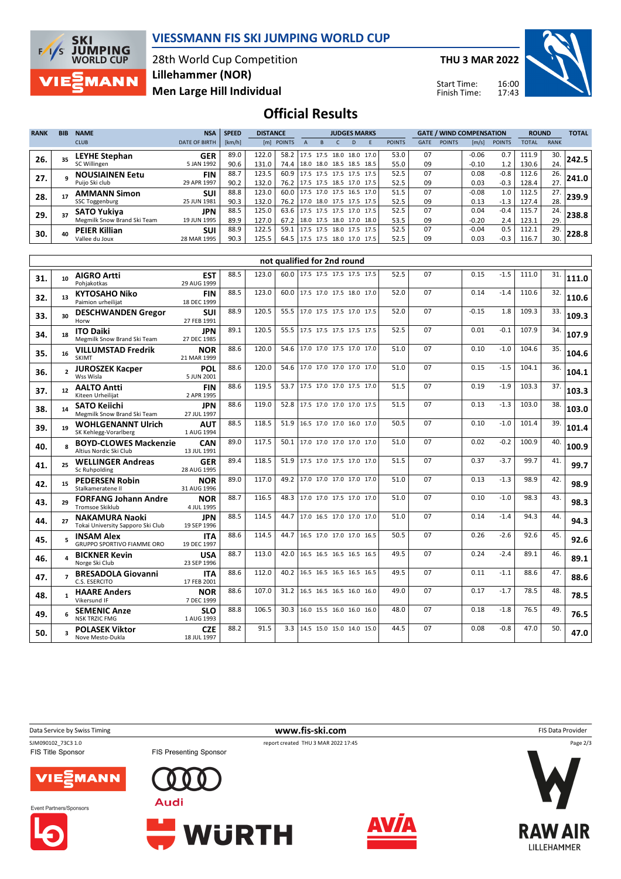# VIESSMANN FIS SKI JUMPING WORLD CUP

28th World Cup Competition
**Lillehammer (NOR)**
**Men Large Hill Individual**

**THU 3 MAR 2022**

Start Time: 16:00
Finish Time: 17:43

## Official Results

| RANK | BIB | NAME / CLUB | NSA / DATE OF BIRTH | SPEED [km/h] | DISTANCE [m] | DISTANCE POINTS | A | B | C | D | E | JUDGES POINTS | GATE | GATE POINTS | WIND [m/s] | WIND POINTS | ROUND TOTAL | ROUND RANK | TOTAL |
|---|---|---|---|---|---|---|---|---|---|---|---|---|---|---|---|---|---|---|---|
| 26. | 35 | **LEYHE Stephan** SC Willingen | GER 5 JAN 1992 | 89.0 | 122.0 | 58.2 | 17.5 | 17.5 | 18.0 | 18.0 | 17.0 | 53.0 | 07 | | -0.06 | 0.7 | 111.9 | 30. | **242.5** |
| | | | | 90.6 | 131.0 | 74.4 | 18.0 | 18.0 | 18.5 | 18.5 | 18.5 | 55.0 | 09 | | -0.10 | 1.2 | 130.6 | 24. | |
| 27. | 9 | **NOUSIAINEN Eetu** Puijo Ski club | FIN 29 APR 1997 | 88.7 | 123.5 | 60.9 | 17.5 | 17.5 | 17.5 | 17.5 | 17.5 | 52.5 | 07 | | 0.08 | -0.8 | 112.6 | 26. | **241.0** |
| | | | | 90.2 | 132.0 | 76.2 | 17.5 | 17.5 | 18.5 | 17.0 | 17.5 | 52.5 | 09 | | 0.03 | -0.3 | 128.4 | 27. | |
| 28. | 17 | **AMMANN Simon** SSC Toggenburg | SUI 25 JUN 1981 | 88.8 | 123.0 | 60.0 | 17.5 | 17.0 | 17.5 | 16.5 | 17.0 | 51.5 | 07 | | -0.08 | 1.0 | 112.5 | 27. | **239.9** |
| | | | | 90.3 | 132.0 | 76.2 | 17.0 | 18.0 | 17.5 | 17.5 | 17.5 | 52.5 | 09 | | 0.13 | -1.3 | 127.4 | 28. | |
| 29. | 37 | **SATO Yukiya** Megmilk Snow Brand Ski Team | JPN 19 JUN 1995 | 88.5 | 125.0 | 63.6 | 17.5 | 17.5 | 17.5 | 17.0 | 17.5 | 52.5 | 07 | | 0.04 | -0.4 | 115.7 | 24. | **238.8** |
| | | | | 89.9 | 127.0 | 67.2 | 18.0 | 17.5 | 18.0 | 17.0 | 18.0 | 53.5 | 09 | | -0.20 | 2.4 | 123.1 | 29. | |
| 30. | 40 | **PEIER Killian** Vallee du Joux | SUI 28 MAR 1995 | 88.9 | 122.5 | 59.1 | 17.5 | 17.5 | 18.0 | 17.5 | 17.5 | 52.5 | 07 | | -0.04 | 0.5 | 112.1 | 29. | **228.8** |
| | | | | 90.3 | 125.5 | 64.5 | 17.5 | 17.5 | 18.0 | 17.0 | 17.5 | 52.5 | 09 | | 0.03 | -0.3 | 116.7 | 30. | |

### not qualified for 2nd round

| RANK | BIB | NAME / CLUB | NSA / DATE OF BIRTH | SPEED [km/h] | DISTANCE [m] | DISTANCE POINTS | A | B | C | D | E | JUDGES POINTS | GATE | GATE POINTS | WIND [m/s] | WIND POINTS | ROUND TOTAL | ROUND RANK | TOTAL |
|---|---|---|---|---|---|---|---|---|---|---|---|---|---|---|---|---|---|---|---|
| 31. | 10 | **AIGRO Artti** Pohjakotkas | EST 29 AUG 1999 | 88.5 | 123.0 | 60.0 | 17.5 | 17.5 | 17.5 | 17.5 | 17.5 | 52.5 | 07 | | 0.15 | -1.5 | 111.0 | 31. | **111.0** |
| 32. | 13 | **KYTOSAHO Niko** Paimion urheilijat | FIN 18 DEC 1999 | 88.5 | 123.0 | 60.0 | 17.5 | 17.0 | 17.5 | 18.0 | 17.0 | 52.0 | 07 | | 0.14 | -1.4 | 110.6 | 32. | **110.6** |
| 33. | 30 | **DESCHWANDEN Gregor** Horw | SUI 27 FEB 1991 | 88.9 | 120.5 | 55.5 | 17.0 | 17.5 | 17.5 | 17.0 | 17.5 | 52.0 | 07 | | -0.15 | 1.8 | 109.3 | 33. | **109.3** |
| 34. | 18 | **ITO Daiki** Megmilk Snow Brand Ski Team | JPN 27 DEC 1985 | 89.1 | 120.5 | 55.5 | 17.5 | 17.5 | 17.5 | 17.5 | 17.5 | 52.5 | 07 | | 0.01 | -0.1 | 107.9 | 34. | **107.9** |
| 35. | 16 | **VILLUMSTAD Fredrik** SKIMT | NOR 21 MAR 1999 | 88.6 | 120.0 | 54.6 | 17.0 | 17.0 | 17.5 | 17.0 | 17.0 | 51.0 | 07 | | 0.10 | -1.0 | 104.6 | 35. | **104.6** |
| 36. | 2 | **JUROSZEK Kacper** Wss Wisla | POL 5 JUN 2001 | 88.6 | 120.0 | 54.6 | 17.0 | 17.0 | 17.0 | 17.0 | 17.0 | 51.0 | 07 | | 0.15 | -1.5 | 104.1 | 36. | **104.1** |
| 37. | 12 | **AALTO Antti** Kiteen Urheilijat | FIN 2 APR 1995 | 88.6 | 119.5 | 53.7 | 17.5 | 17.0 | 17.0 | 17.5 | 17.0 | 51.5 | 07 | | 0.19 | -1.9 | 103.3 | 37. | **103.3** |
| 38. | 14 | **SATO Keiichi** Megmilk Snow Brand Ski Team | JPN 27 JUL 1997 | 88.6 | 119.0 | 52.8 | 17.5 | 17.0 | 17.0 | 17.0 | 17.5 | 51.5 | 07 | | 0.13 | -1.3 | 103.0 | 38. | **103.0** |
| 39. | 19 | **WOHLGENANNT Ulrich** SK Kehlegg-Vorarlberg | AUT 1 AUG 1994 | 88.5 | 118.5 | 51.9 | 16.5 | 17.0 | 17.0 | 16.0 | 17.0 | 50.5 | 07 | | 0.10 | -1.0 | 101.4 | 39. | **101.4** |
| 40. | 8 | **BOYD-CLOWES Mackenzie** Altius Nordic Ski Club | CAN 13 JUL 1991 | 89.0 | 117.5 | 50.1 | 17.0 | 17.0 | 17.0 | 17.0 | 17.0 | 51.0 | 07 | | 0.02 | -0.2 | 100.9 | 40. | **100.9** |
| 41. | 25 | **WELLINGER Andreas** Sc Ruhpolding | GER 28 AUG 1995 | 89.4 | 118.5 | 51.9 | 17.5 | 17.0 | 17.5 | 17.0 | 17.0 | 51.5 | 07 | | 0.37 | -3.7 | 99.7 | 41. | **99.7** |
| 42. | 15 | **PEDERSEN Robin** Stalkameratene Il | NOR 31 AUG 1996 | 89.0 | 117.0 | 49.2 | 17.0 | 17.0 | 17.0 | 17.0 | 17.0 | 51.0 | 07 | | 0.13 | -1.3 | 98.9 | 42. | **98.9** |
| 43. | 29 | **FORFANG Johann Andre** Tromsoe Skiklub | NOR 4 JUL 1995 | 88.7 | 116.5 | 48.3 | 17.0 | 17.0 | 17.5 | 17.0 | 17.0 | 51.0 | 07 | | 0.10 | -1.0 | 98.3 | 43. | **98.3** |
| 44. | 27 | **NAKAMURA Naoki** Tokai University Sapporo Ski Club | JPN 19 SEP 1996 | 88.5 | 114.5 | 44.7 | 17.0 | 16.5 | 17.0 | 17.0 | 17.0 | 51.0 | 07 | | 0.14 | -1.4 | 94.3 | 44. | **94.3** |
| 45. | 5 | **INSAM Alex** GRUPPO SPORTIVO FIAMME ORO | ITA 19 DEC 1997 | 88.6 | 114.5 | 44.7 | 16.5 | 17.0 | 17.0 | 17.0 | 16.5 | 50.5 | 07 | | 0.26 | -2.6 | 92.6 | 45. | **92.6** |
| 46. | 4 | **BICKNER Kevin** Norge Ski Club | USA 23 SEP 1996 | 88.7 | 113.0 | 42.0 | 16.5 | 16.5 | 16.5 | 16.5 | 16.5 | 49.5 | 07 | | 0.24 | -2.4 | 89.1 | 46. | **89.1** |
| 47. | 7 | **BRESADOLA Giovanni** C.S. ESERCITO | ITA 17 FEB 2001 | 88.6 | 112.0 | 40.2 | 16.5 | 16.5 | 16.5 | 16.5 | 16.5 | 49.5 | 07 | | 0.11 | -1.1 | 88.6 | 47. | **88.6** |
| 48. | 1 | **HAARE Anders** Vikersund IF | NOR 7 DEC 1999 | 88.6 | 107.0 | 31.2 | 16.5 | 16.5 | 16.5 | 16.0 | 16.0 | 49.0 | 07 | | 0.17 | -1.7 | 78.5 | 48. | **78.5** |
| 49. | 6 | **SEMENIC Anze** NSK TRZIC FMG | SLO 1 AUG 1993 | 88.8 | 106.5 | 30.3 | 16.0 | 15.5 | 16.0 | 16.0 | 16.0 | 48.0 | 07 | | 0.18 | -1.8 | 76.5 | 49. | **76.5** |
| 50. | 3 | **POLASEK Viktor** Nove Mesto-Dukla | CZE 18 JUL 1997 | 88.2 | 91.5 | 3.3 | 14.5 | 15.0 | 15.0 | 14.0 | 15.0 | 44.5 | 07 | | 0.08 | -0.8 | 47.0 | 50. | **47.0** |

Data Service by Swiss Timing — www.fis-ski.com — FIS Data Provider

SJM090102_73C3 1.0 — report created THU 3 MAR 2022 17:45

FIS Title Sponsor: VIESSMANN — FIS Presenting Sponsor: Audi

Event Partners/Sponsors: WÜRTH, AVIA, RAW AIR LILLEHAMMER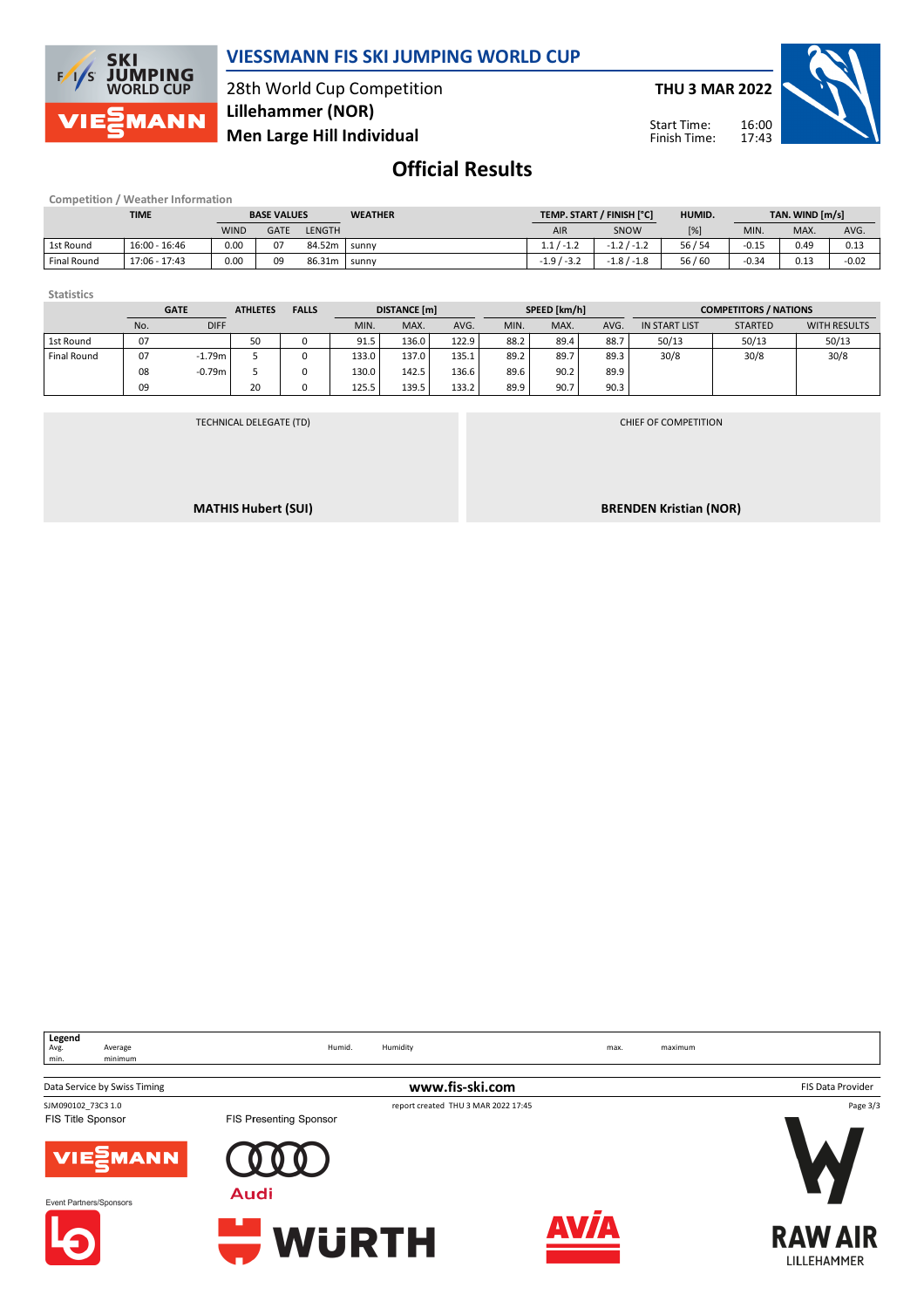# VIESSMANN FIS SKI JUMPING WORLD CUP

28th World Cup Competition
**Lillehammer (NOR)**
**Men Large Hill Individual**

**THU 3 MAR 2022**

Start Time: 16:00
Finish Time: 17:43

## Official Results

**Competition / Weather Information**

| TIME | | BASE VALUES | | | WEATHER | TEMP. START / FINISH [°C] | | HUMID. | TAN. WIND [m/s] | | |
|---|---|---|---|---|---|---|---|---|---|---|---|
| | | WIND | GATE | LENGTH | | AIR | SNOW | [%] | MIN. | MAX. | AVG. |
| 1st Round | 16:00 - 16:46 | 0.00 | 07 | 84.52m | sunny | 1.1 / -1.2 | -1.2 / -1.2 | 56 / 54 | -0.15 | 0.49 | 0.13 |
| Final Round | 17:06 - 17:43 | 0.00 | 09 | 86.31m | sunny | -1.9 / -3.2 | -1.8 / -1.8 | 56 / 60 | -0.34 | 0.13 | -0.02 |

**Statistics**

| | GATE | | ATHLETES | FALLS | DISTANCE [m] | | | SPEED [km/h] | | | COMPETITORS / NATIONS | | |
|---|---|---|---|---|---|---|---|---|---|---|---|---|---|
| | No. | DIFF | | | MIN. | MAX. | AVG. | MIN. | MAX. | AVG. | IN START LIST | STARTED | WITH RESULTS |
| 1st Round | 07 | | 50 | 0 | 91.5 | 136.0 | 122.9 | 88.2 | 89.4 | 88.7 | 50/13 | 50/13 | 50/13 |
| Final Round | 07 | -1.79m | 5 | 0 | 133.0 | 137.0 | 135.1 | 89.2 | 89.7 | 89.3 | 30/8 | 30/8 | 30/8 |
| | 08 | -0.79m | 5 | 0 | 130.0 | 142.5 | 136.6 | 89.6 | 90.2 | 89.9 | | | |
| | 09 | | 20 | 0 | 125.5 | 139.5 | 133.2 | 89.9 | 90.7 | 90.3 | | | |

| TECHNICAL DELEGATE (TD) | CHIEF OF COMPETITION |
|---|---|
| **MATHIS Hubert (SUI)** | **BRENDEN Kristian (NOR)** |

**Legend**
Avg. Average
min. minimum
Humid. Humidity
max. maximum

Data Service by Swiss Timing
www.fis-ski.com
FIS Data Provider
SJM090102_73C3 1.0
report created THU 3 MAR 2022 17:45

FIS Title Sponsor
FIS Presenting Sponsor
Event Partners/Sponsors